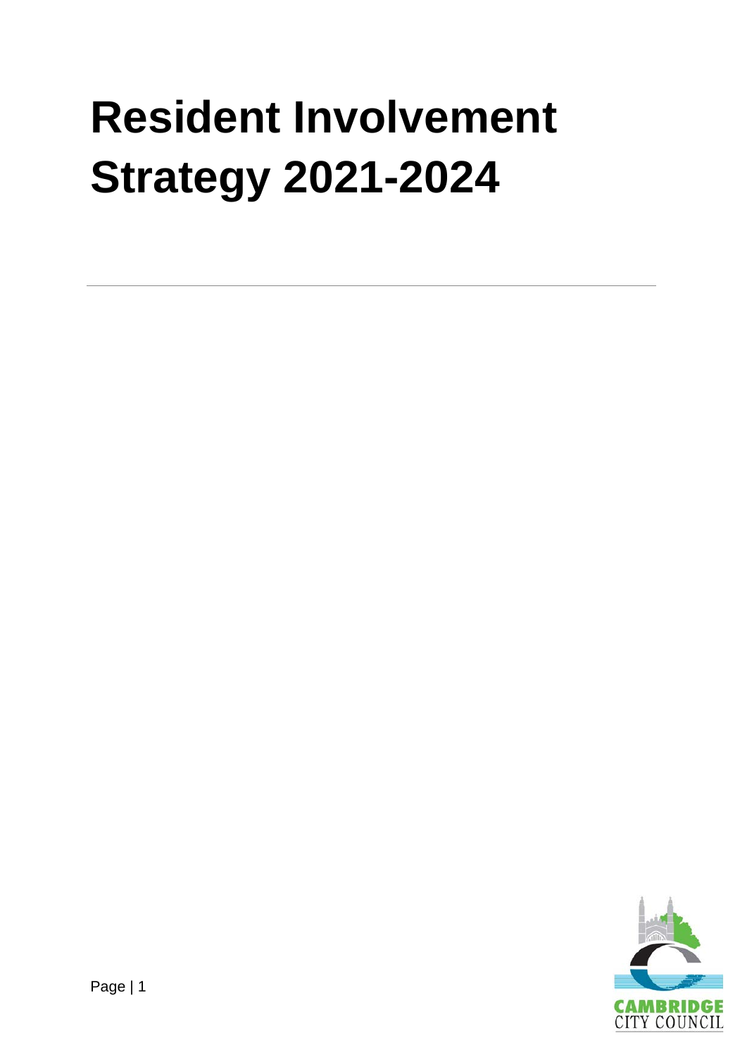# Resident Involvement Strategy 2021-2024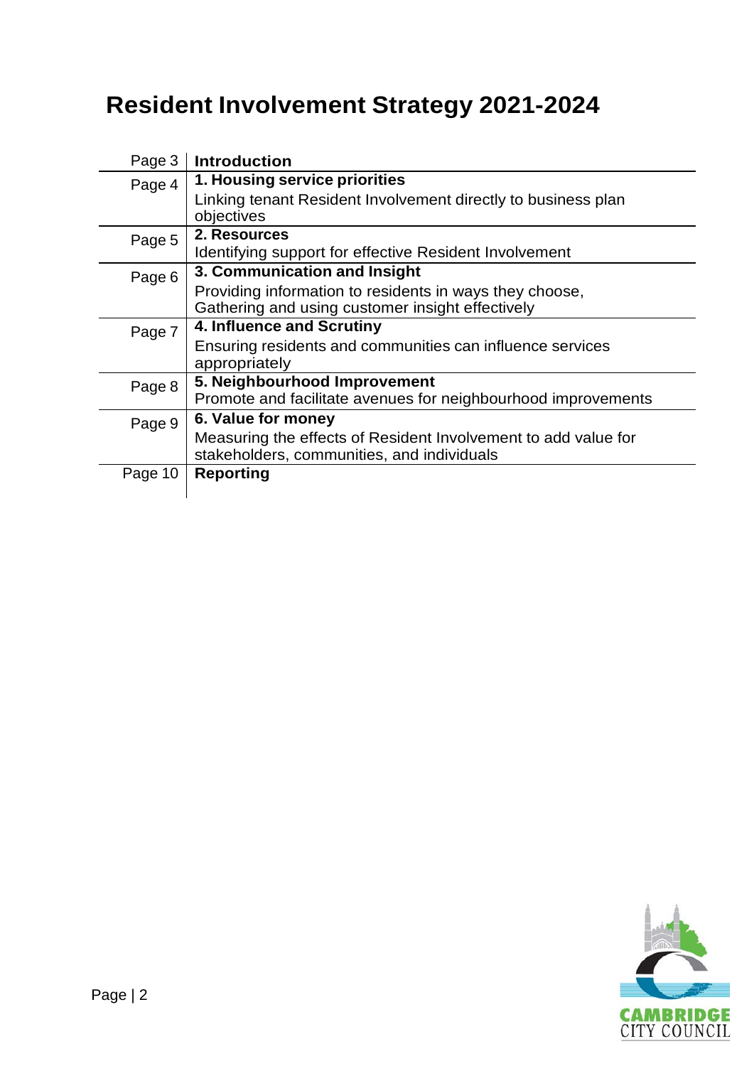# Resident Involvement Strategy 2021-2024

| Page | Section |
|---|---|
| Page 3 | **Introduction** |
| Page 4 | **1. Housing service priorities**<br>Linking tenant Resident Involvement directly to business plan objectives |
| Page 5 | **2. Resources**<br>Identifying support for effective Resident Involvement |
| Page 6 | **3. Communication and Insight**<br>Providing information to residents in ways they choose, Gathering and using customer insight effectively |
| Page 7 | **4. Influence and Scrutiny**<br>Ensuring residents and communities can influence services appropriately |
| Page 8 | **5. Neighbourhood Improvement**<br>Promote and facilitate avenues for neighbourhood improvements |
| Page 9 | **6. Value for money**<br>Measuring the effects of Resident Involvement to add value for stakeholders, communities, and individuals |
| Page 10 | **Reporting** |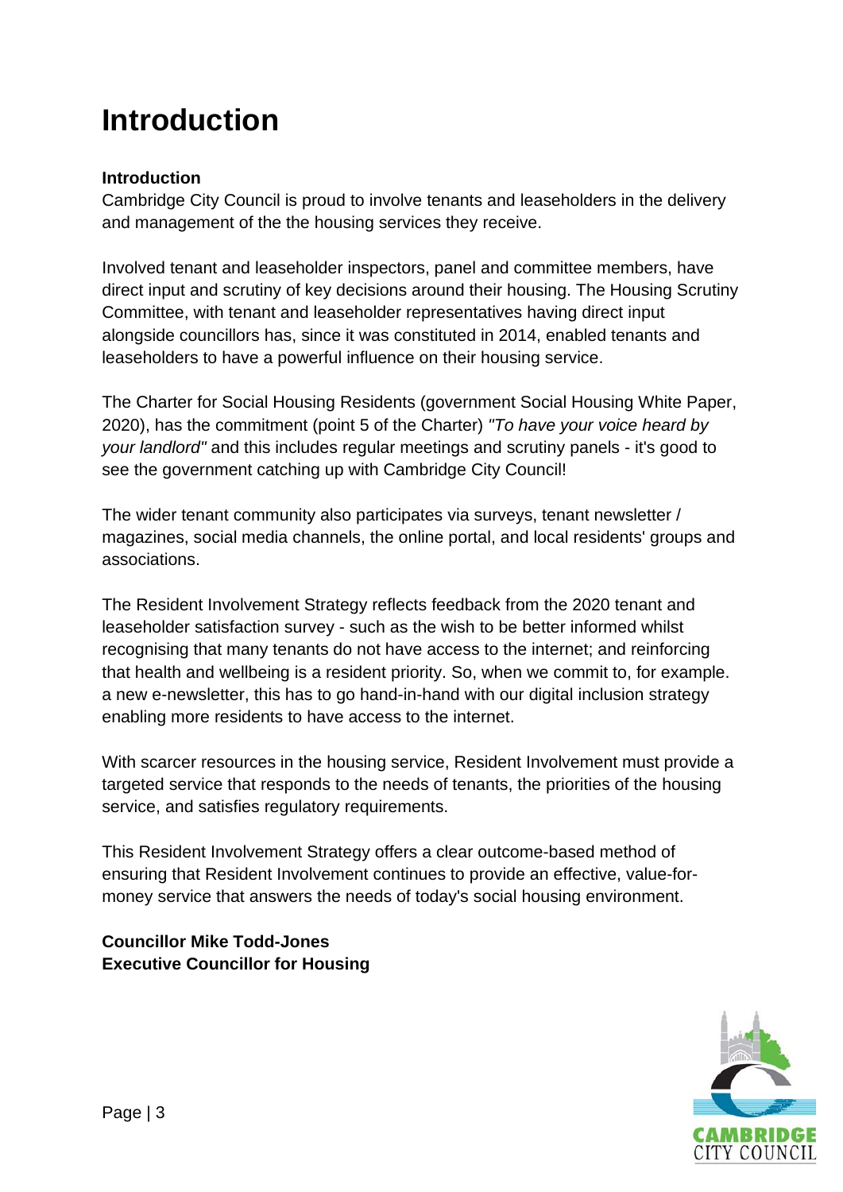# Introduction

**Introduction**

Cambridge City Council is proud to involve tenants and leaseholders in the delivery and management of the the housing services they receive.

Involved tenant and leaseholder inspectors, panel and committee members, have direct input and scrutiny of key decisions around their housing. The Housing Scrutiny Committee, with tenant and leaseholder representatives having direct input alongside councillors has, since it was constituted in 2014, enabled tenants and leaseholders to have a powerful influence on their housing service.

The Charter for Social Housing Residents (government Social Housing White Paper, 2020), has the commitment (point 5 of the Charter) *"To have your voice heard by your landlord"* and this includes regular meetings and scrutiny panels - it's good to see the government catching up with Cambridge City Council!

The wider tenant community also participates via surveys, tenant newsletter / magazines, social media channels, the online portal, and local residents' groups and associations.

The Resident Involvement Strategy reflects feedback from the 2020 tenant and leaseholder satisfaction survey - such as the wish to be better informed whilst recognising that many tenants do not have access to the internet; and reinforcing that health and wellbeing is a resident priority. So, when we commit to, for example. a new e-newsletter, this has to go hand-in-hand with our digital inclusion strategy enabling more residents to have access to the internet.

With scarcer resources in the housing service, Resident Involvement must provide a targeted service that responds to the needs of tenants, the priorities of the housing service, and satisfies regulatory requirements.

This Resident Involvement Strategy offers a clear outcome-based method of ensuring that Resident Involvement continues to provide an effective, value-for-money service that answers the needs of today's social housing environment.

**Councillor Mike Todd-Jones**
**Executive Councillor for Housing**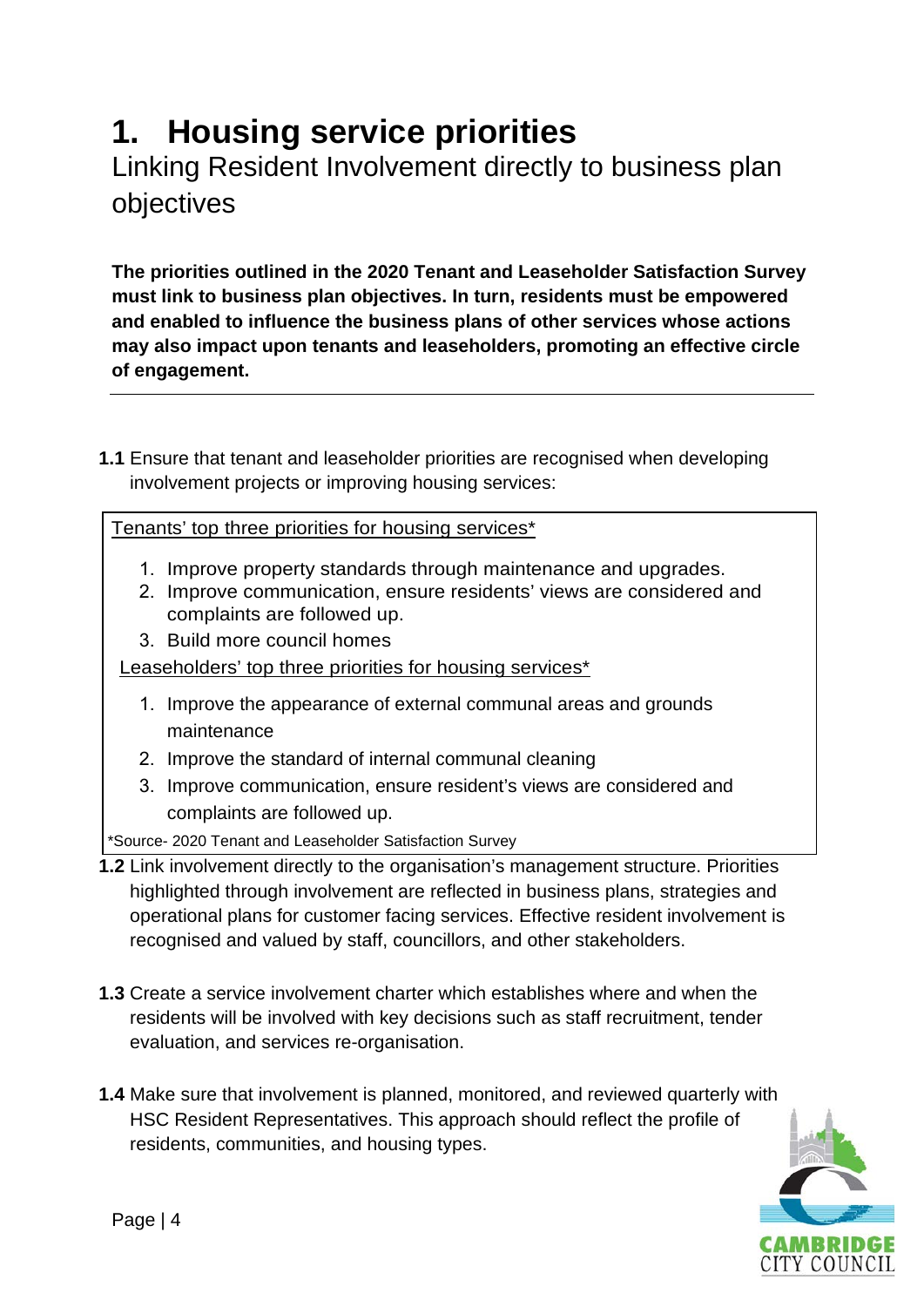# 1. Housing service priorities

## Linking Resident Involvement directly to business plan objectives

**The priorities outlined in the 2020 Tenant and Leaseholder Satisfaction Survey must link to business plan objectives. In turn, residents must be empowered and enabled to influence the business plans of other services whose actions may also impact upon tenants and leaseholders, promoting an effective circle of engagement.**

---

**1.1** Ensure that tenant and leaseholder priorities are recognised when developing involvement projects or improving housing services:

<u>Tenants' top three priorities for housing services*</u>

1. Improve property standards through maintenance and upgrades.
2. Improve communication, ensure residents' views are considered and complaints are followed up.
3. Build more council homes

<u>Leaseholders' top three priorities for housing services*</u>

1. Improve the appearance of external communal areas and grounds maintenance
2. Improve the standard of internal communal cleaning
3. Improve communication, ensure resident's views are considered and complaints are followed up.

*Source- 2020 Tenant and Leaseholder Satisfaction Survey

**1.2** Link involvement directly to the organisation's management structure. Priorities highlighted through involvement are reflected in business plans, strategies and operational plans for customer facing services. Effective resident involvement is recognised and valued by staff, councillors, and other stakeholders.

**1.3** Create a service involvement charter which establishes where and when the residents will be involved with key decisions such as staff recruitment, tender evaluation, and services re-organisation.

**1.4** Make sure that involvement is planned, monitored, and reviewed quarterly with HSC Resident Representatives. This approach should reflect the profile of residents, communities, and housing types.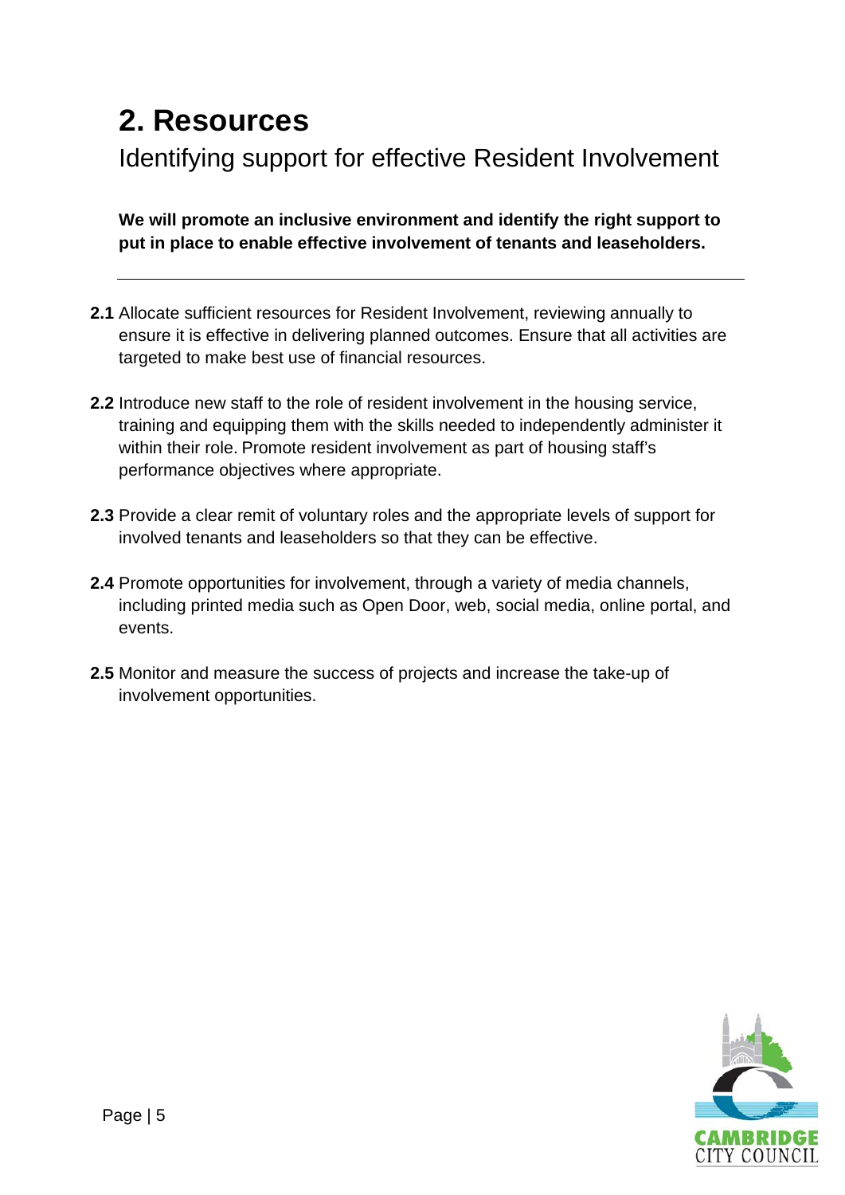# 2. Resources

## Identifying support for effective Resident Involvement

**We will promote an inclusive environment and identify the right support to put in place to enable effective involvement of tenants and leaseholders.**

---

**2.1** Allocate sufficient resources for Resident Involvement, reviewing annually to ensure it is effective in delivering planned outcomes. Ensure that all activities are targeted to make best use of financial resources.

**2.2** Introduce new staff to the role of resident involvement in the housing service, training and equipping them with the skills needed to independently administer it within their role. Promote resident involvement as part of housing staff's performance objectives where appropriate.

**2.3** Provide a clear remit of voluntary roles and the appropriate levels of support for involved tenants and leaseholders so that they can be effective.

**2.4** Promote opportunities for involvement, through a variety of media channels, including printed media such as Open Door, web, social media, online portal, and events.

**2.5** Monitor and measure the success of projects and increase the take-up of involvement opportunities.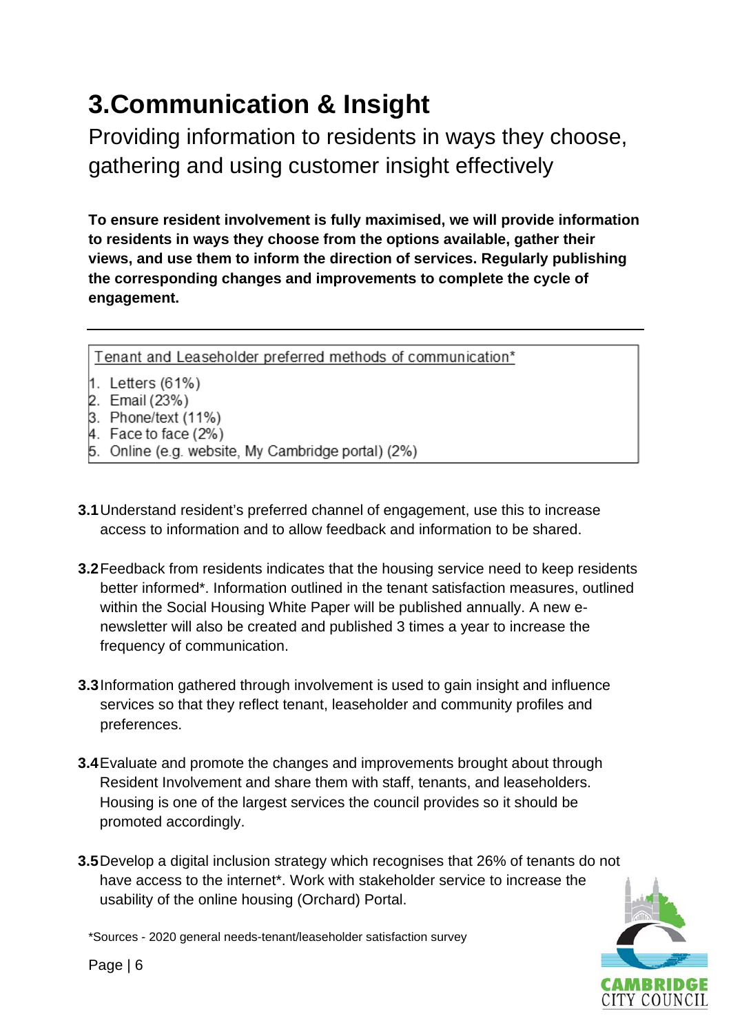# 3. Communication & Insight

Providing information to residents in ways they choose, gathering and using customer insight effectively

**To ensure resident involvement is fully maximised, we will provide information to residents in ways they choose from the options available, gather their views, and use them to inform the direction of services. Regularly publishing the corresponding changes and improvements to complete the cycle of engagement.**

---

Tenant and Leaseholder preferred methods of communication*

1. Letters (61%)
2. Email (23%)
3. Phone/text (11%)
4. Face to face (2%)
5. Online (e.g. website, My Cambridge portal) (2%)

**3.1** Understand resident's preferred channel of engagement, use this to increase access to information and to allow feedback and information to be shared.

**3.2** Feedback from residents indicates that the housing service need to keep residents better informed*. Information outlined in the tenant satisfaction measures, outlined within the Social Housing White Paper will be published annually. A new e-newsletter will also be created and published 3 times a year to increase the frequency of communication.

**3.3** Information gathered through involvement is used to gain insight and influence services so that they reflect tenant, leaseholder and community profiles and preferences.

**3.4** Evaluate and promote the changes and improvements brought about through Resident Involvement and share them with staff, tenants, and leaseholders. Housing is one of the largest services the council provides so it should be promoted accordingly.

**3.5** Develop a digital inclusion strategy which recognises that 26% of tenants do not have access to the internet*. Work with stakeholder service to increase the usability of the online housing (Orchard) Portal.

*Sources - 2020 general needs-tenant/leaseholder satisfaction survey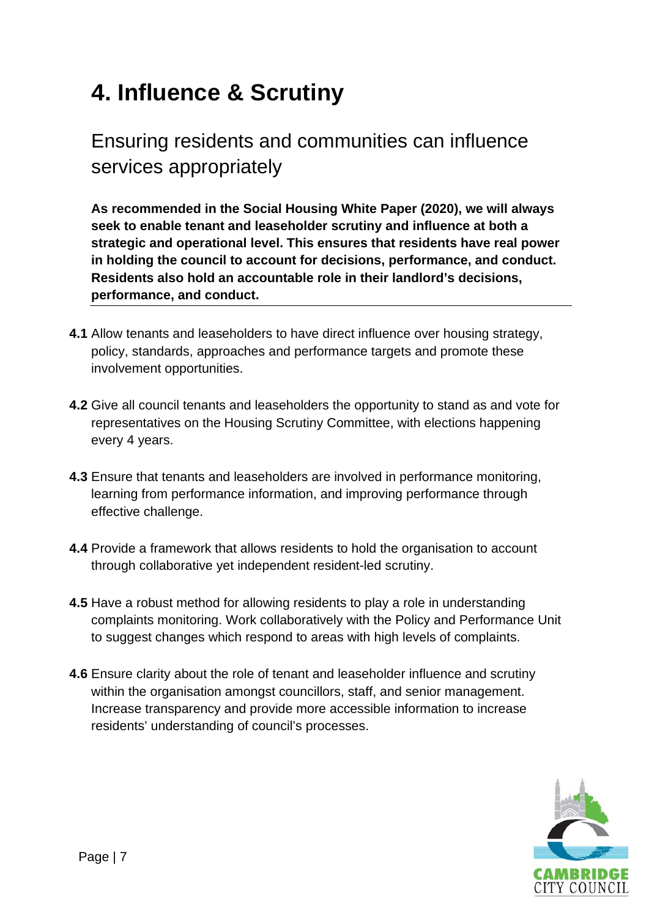# 4. Influence & Scrutiny

## Ensuring residents and communities can influence services appropriately

**As recommended in the Social Housing White Paper (2020), we will always seek to enable tenant and leaseholder scrutiny and influence at both a strategic and operational level. This ensures that residents have real power in holding the council to account for decisions, performance, and conduct. Residents also hold an accountable role in their landlord's decisions, performance, and conduct.**

---

**4.1** Allow tenants and leaseholders to have direct influence over housing strategy, policy, standards, approaches and performance targets and promote these involvement opportunities.

**4.2** Give all council tenants and leaseholders the opportunity to stand as and vote for representatives on the Housing Scrutiny Committee, with elections happening every 4 years.

**4.3** Ensure that tenants and leaseholders are involved in performance monitoring, learning from performance information, and improving performance through effective challenge.

**4.4** Provide a framework that allows residents to hold the organisation to account through collaborative yet independent resident-led scrutiny.

**4.5** Have a robust method for allowing residents to play a role in understanding complaints monitoring. Work collaboratively with the Policy and Performance Unit to suggest changes which respond to areas with high levels of complaints.

**4.6** Ensure clarity about the role of tenant and leaseholder influence and scrutiny within the organisation amongst councillors, staff, and senior management. Increase transparency and provide more accessible information to increase residents' understanding of council's processes.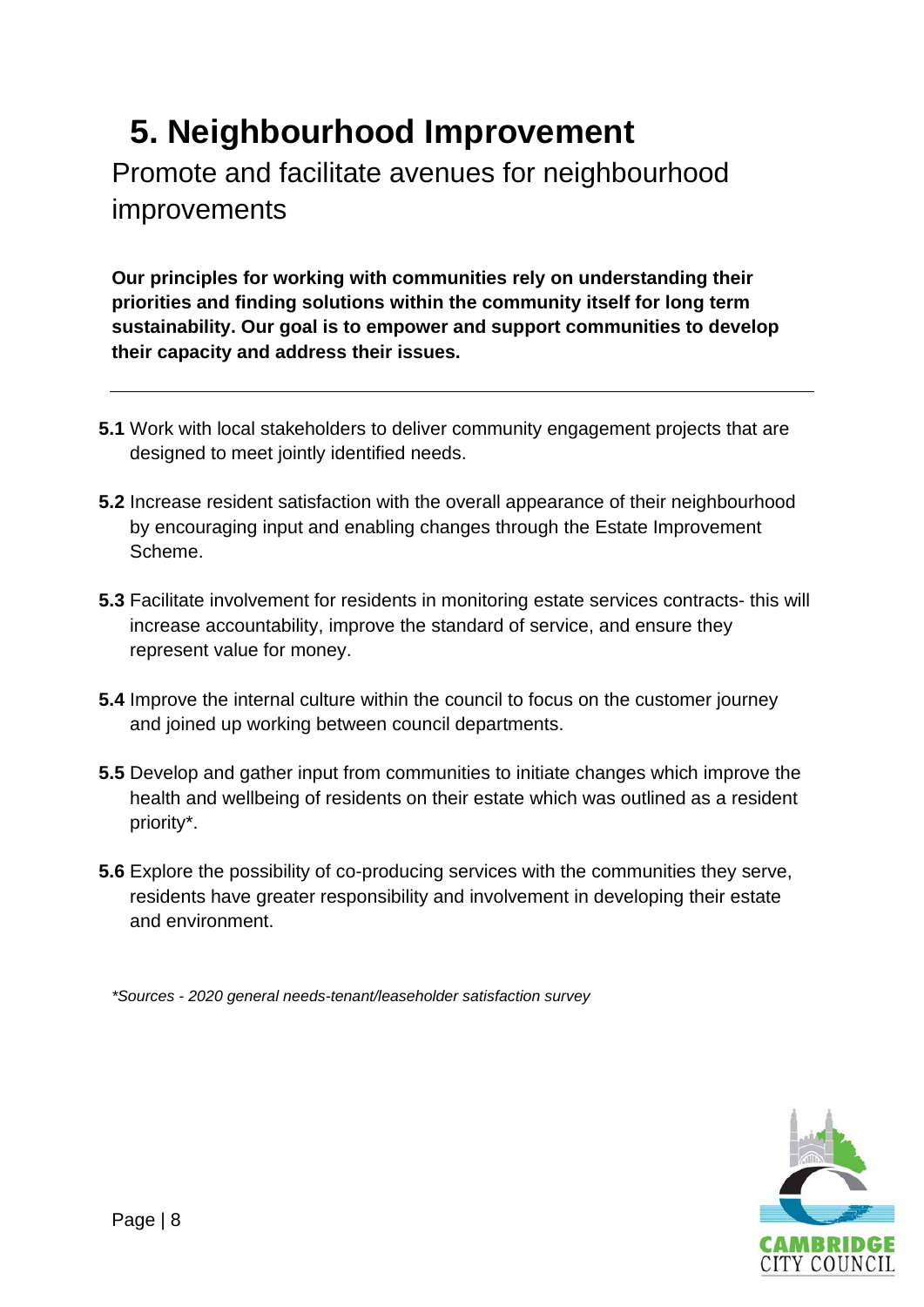# 5. Neighbourhood Improvement

## Promote and facilitate avenues for neighbourhood improvements

**Our principles for working with communities rely on understanding their priorities and finding solutions within the community itself for long term sustainability. Our goal is to empower and support communities to develop their capacity and address their issues.**

---

**5.1** Work with local stakeholders to deliver community engagement projects that are designed to meet jointly identified needs.

**5.2** Increase resident satisfaction with the overall appearance of their neighbourhood by encouraging input and enabling changes through the Estate Improvement Scheme.

**5.3** Facilitate involvement for residents in monitoring estate services contracts- this will increase accountability, improve the standard of service, and ensure they represent value for money.

**5.4** Improve the internal culture within the council to focus on the customer journey and joined up working between council departments.

**5.5** Develop and gather input from communities to initiate changes which improve the health and wellbeing of residents on their estate which was outlined as a resident priority*.

**5.6** Explore the possibility of co-producing services with the communities they serve, residents have greater responsibility and involvement in developing their estate and environment.

*\*Sources - 2020 general needs-tenant/leaseholder satisfaction survey*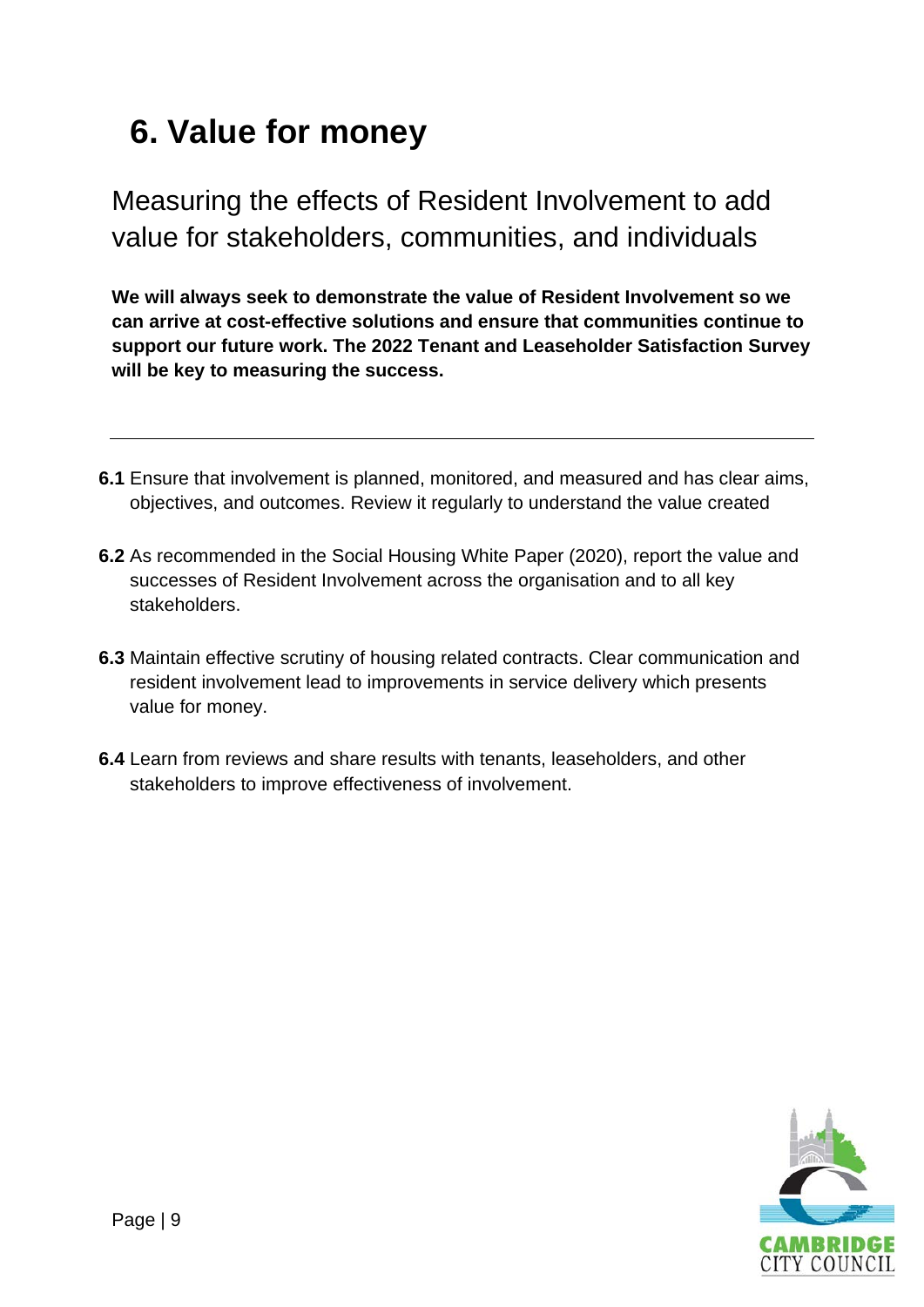# 6. Value for money

## Measuring the effects of Resident Involvement to add value for stakeholders, communities, and individuals

**We will always seek to demonstrate the value of Resident Involvement so we can arrive at cost-effective solutions and ensure that communities continue to support our future work. The 2022 Tenant and Leaseholder Satisfaction Survey will be key to measuring the success.**

---

**6.1** Ensure that involvement is planned, monitored, and measured and has clear aims, objectives, and outcomes. Review it regularly to understand the value created

**6.2** As recommended in the Social Housing White Paper (2020), report the value and successes of Resident Involvement across the organisation and to all key stakeholders.

**6.3** Maintain effective scrutiny of housing related contracts. Clear communication and resident involvement lead to improvements in service delivery which presents value for money.

**6.4** Learn from reviews and share results with tenants, leaseholders, and other stakeholders to improve effectiveness of involvement.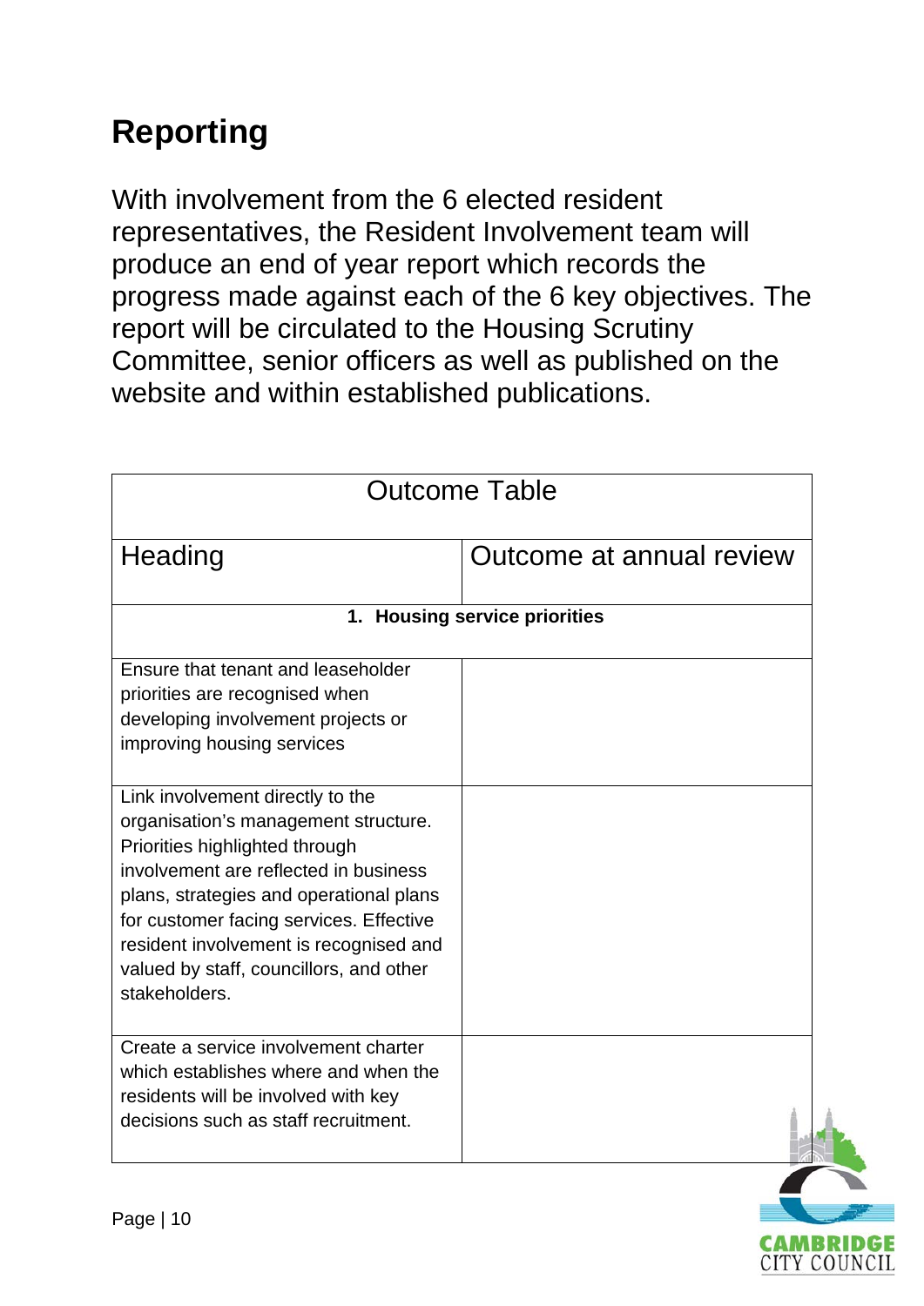# Reporting

With involvement from the 6 elected resident representatives, the Resident Involvement team will produce an end of year report which records the progress made against each of the 6 key objectives. The report will be circulated to the Housing Scrutiny Committee, senior officers as well as published on the website and within established publications.

| Outcome Table | |
|---|---|
| Heading | Outcome at annual review |
| **1. Housing service priorities** | |
| Ensure that tenant and leaseholder priorities are recognised when developing involvement projects or improving housing services | |
| Link involvement directly to the organisation's management structure. Priorities highlighted through involvement are reflected in business plans, strategies and operational plans for customer facing services. Effective resident involvement is recognised and valued by staff, councillors, and other stakeholders. | |
| Create a service involvement charter which establishes where and when the residents will be involved with key decisions such as staff recruitment. | |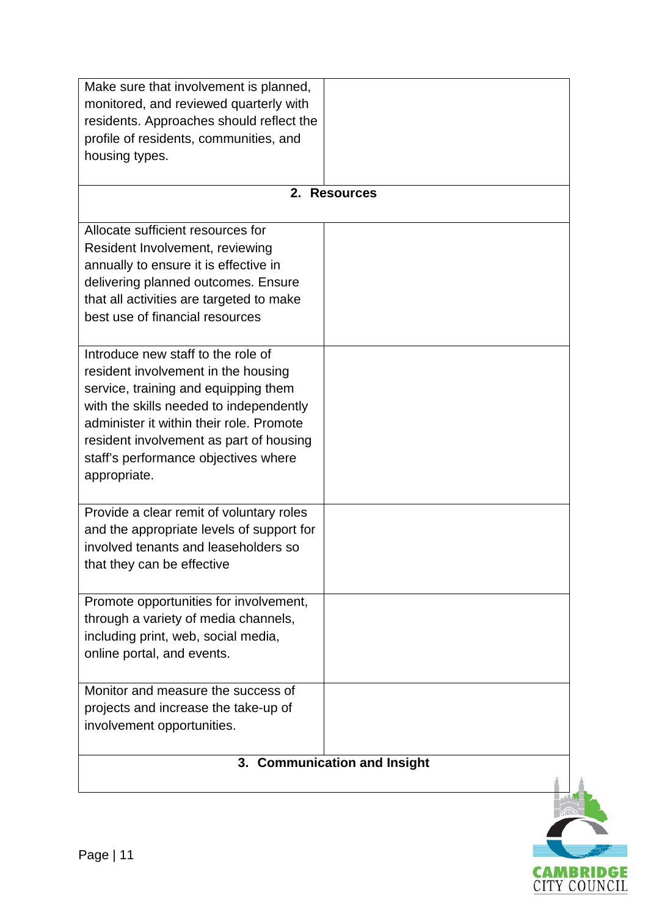| | |
|---|---|
| Make sure that involvement is planned, monitored, and reviewed quarterly with residents. Approaches should reflect the profile of residents, communities, and housing types. | |
| **2. Resources** | |
| Allocate sufficient resources for Resident Involvement, reviewing annually to ensure it is effective in delivering planned outcomes. Ensure that all activities are targeted to make best use of financial resources | |
| Introduce new staff to the role of resident involvement in the housing service, training and equipping them with the skills needed to independently administer it within their role. Promote resident involvement as part of housing staff's performance objectives where appropriate. | |
| Provide a clear remit of voluntary roles and the appropriate levels of support for involved tenants and leaseholders so that they can be effective | |
| Promote opportunities for involvement, through a variety of media channels, including print, web, social media, online portal, and events. | |
| Monitor and measure the success of projects and increase the take-up of involvement opportunities. | |
| **3. Communication and Insight** | |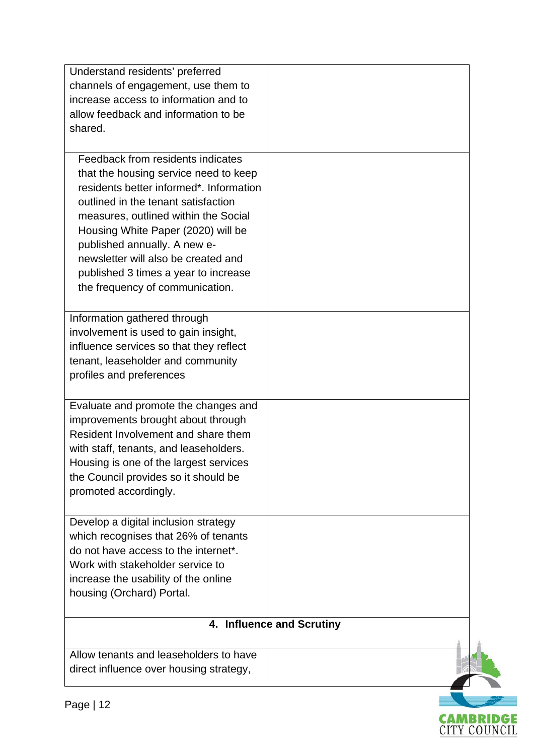| | |
|---|---|
| Understand residents' preferred channels of engagement, use them to increase access to information and to allow feedback and information to be shared. | |
| Feedback from residents indicates that the housing service need to keep residents better informed*. Information outlined in the tenant satisfaction measures, outlined within the Social Housing White Paper (2020) will be published annually. A new e-newsletter will also be created and published 3 times a year to increase the frequency of communication. | |
| Information gathered through involvement is used to gain insight, influence services so that they reflect tenant, leaseholder and community profiles and preferences | |
| Evaluate and promote the changes and improvements brought about through Resident Involvement and share them with staff, tenants, and leaseholders. Housing is one of the largest services the Council provides so it should be promoted accordingly. | |
| Develop a digital inclusion strategy which recognises that 26% of tenants do not have access to the internet*. Work with stakeholder service to increase the usability of the online housing (Orchard) Portal. | |
| **4. Influence and Scrutiny** | |
| Allow tenants and leaseholders to have direct influence over housing strategy, | |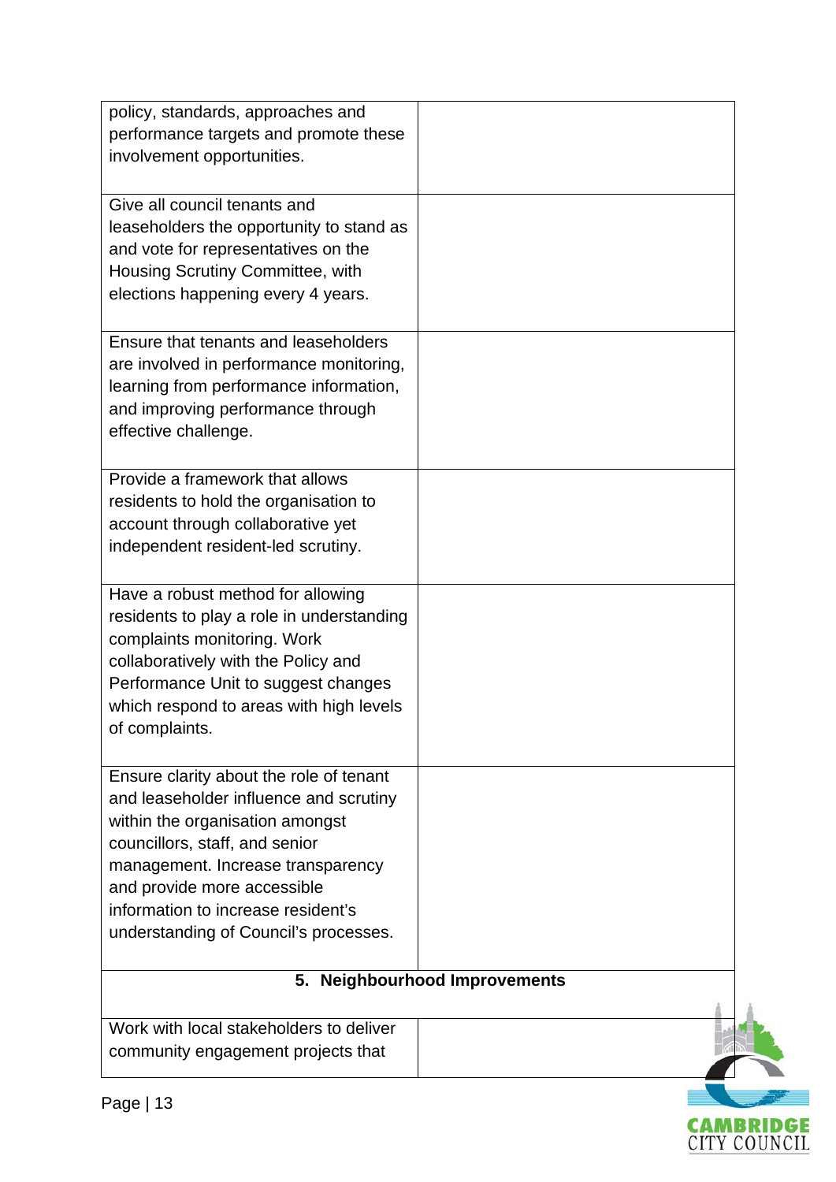| | |
|---|---|
| policy, standards, approaches and performance targets and promote these involvement opportunities. | |
| Give all council tenants and leaseholders the opportunity to stand as and vote for representatives on the Housing Scrutiny Committee, with elections happening every 4 years. | |
| Ensure that tenants and leaseholders are involved in performance monitoring, learning from performance information, and improving performance through effective challenge. | |
| Provide a framework that allows residents to hold the organisation to account through collaborative yet independent resident-led scrutiny. | |
| Have a robust method for allowing residents to play a role in understanding complaints monitoring. Work collaboratively with the Policy and Performance Unit to suggest changes which respond to areas with high levels of complaints. | |
| Ensure clarity about the role of tenant and leaseholder influence and scrutiny within the organisation amongst councillors, staff, and senior management. Increase transparency and provide more accessible information to increase resident's understanding of Council's processes. | |
| **5. Neighbourhood Improvements** | |
| Work with local stakeholders to deliver community engagement projects that | |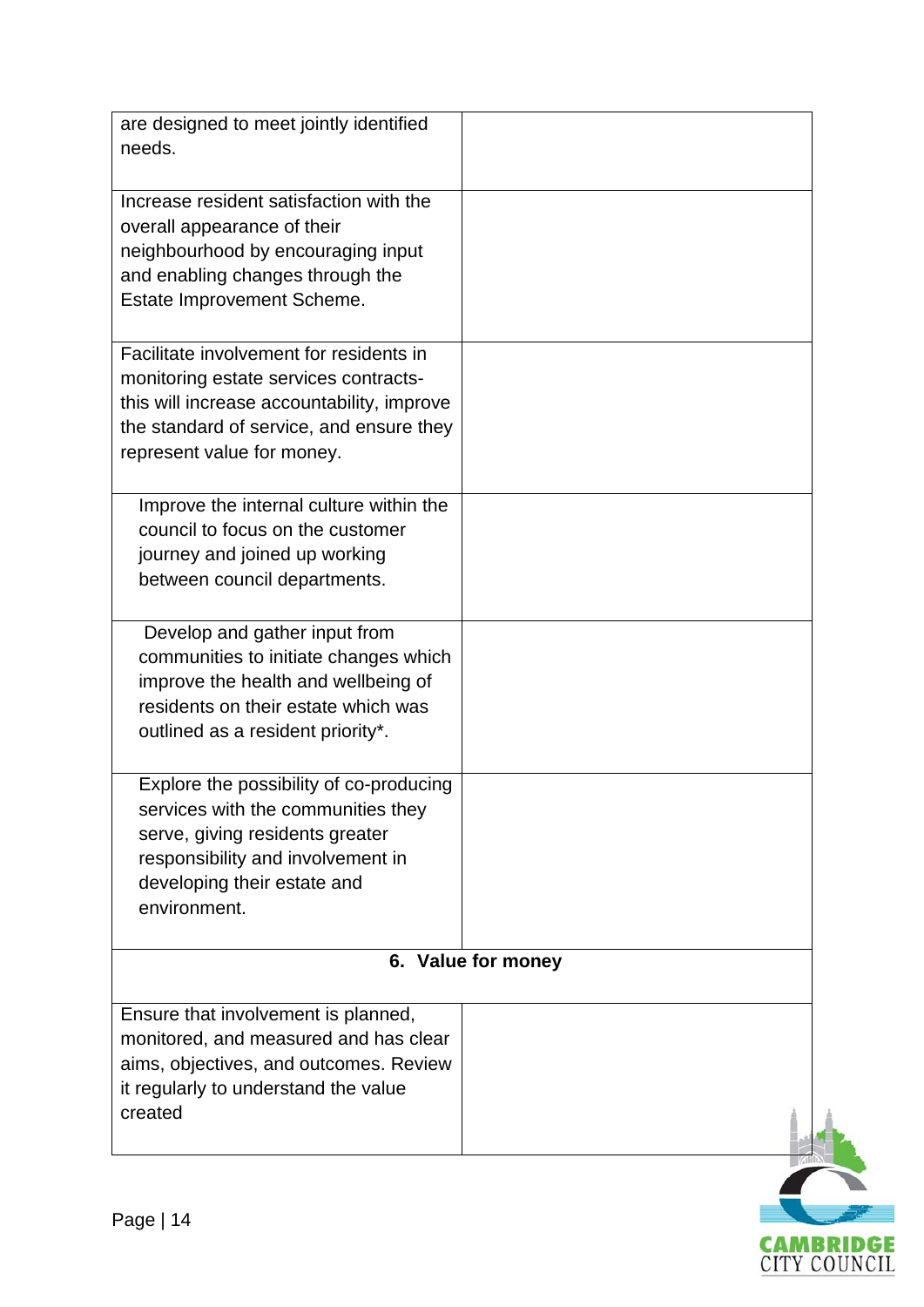| | |
|---|---|
| are designed to meet jointly identified needs. | |
| Increase resident satisfaction with the overall appearance of their neighbourhood by encouraging input and enabling changes through the Estate Improvement Scheme. | |
| Facilitate involvement for residents in monitoring estate services contracts- this will increase accountability, improve the standard of service, and ensure they represent value for money. | |
| Improve the internal culture within the council to focus on the customer journey and joined up working between council departments. | |
| Develop and gather input from communities to initiate changes which improve the health and wellbeing of residents on their estate which was outlined as a resident priority*. | |
| Explore the possibility of co-producing services with the communities they serve, giving residents greater responsibility and involvement in developing their estate and environment. | |
| **6. Value for money** | |
| Ensure that involvement is planned, monitored, and measured and has clear aims, objectives, and outcomes. Review it regularly to understand the value created | |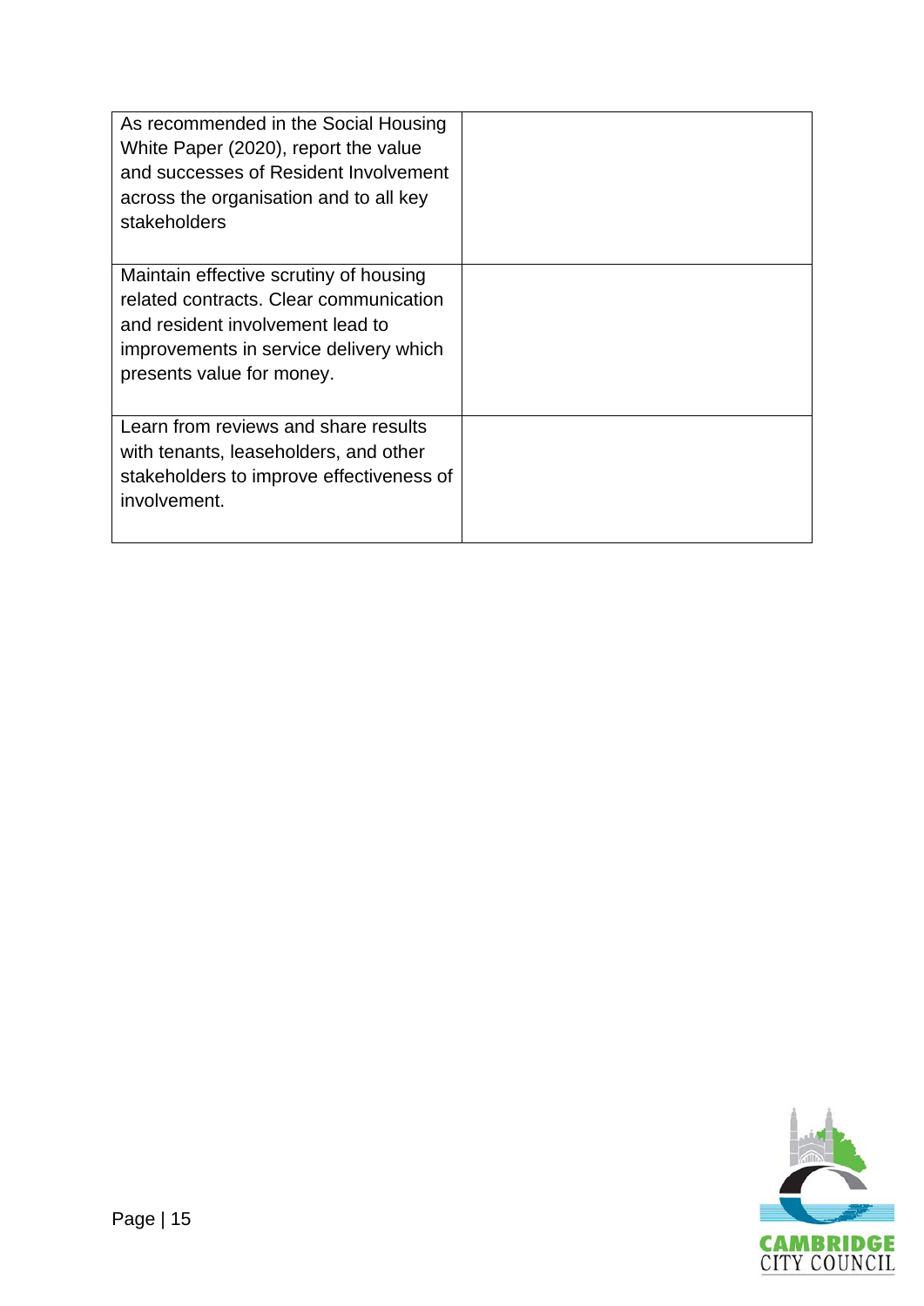| | |
|---|---|
| As recommended in the Social Housing White Paper (2020), report the value and successes of Resident Involvement across the organisation and to all key stakeholders | |
| Maintain effective scrutiny of housing related contracts. Clear communication and resident involvement lead to improvements in service delivery which presents value for money. | |
| Learn from reviews and share results with tenants, leaseholders, and other stakeholders to improve effectiveness of involvement. | |